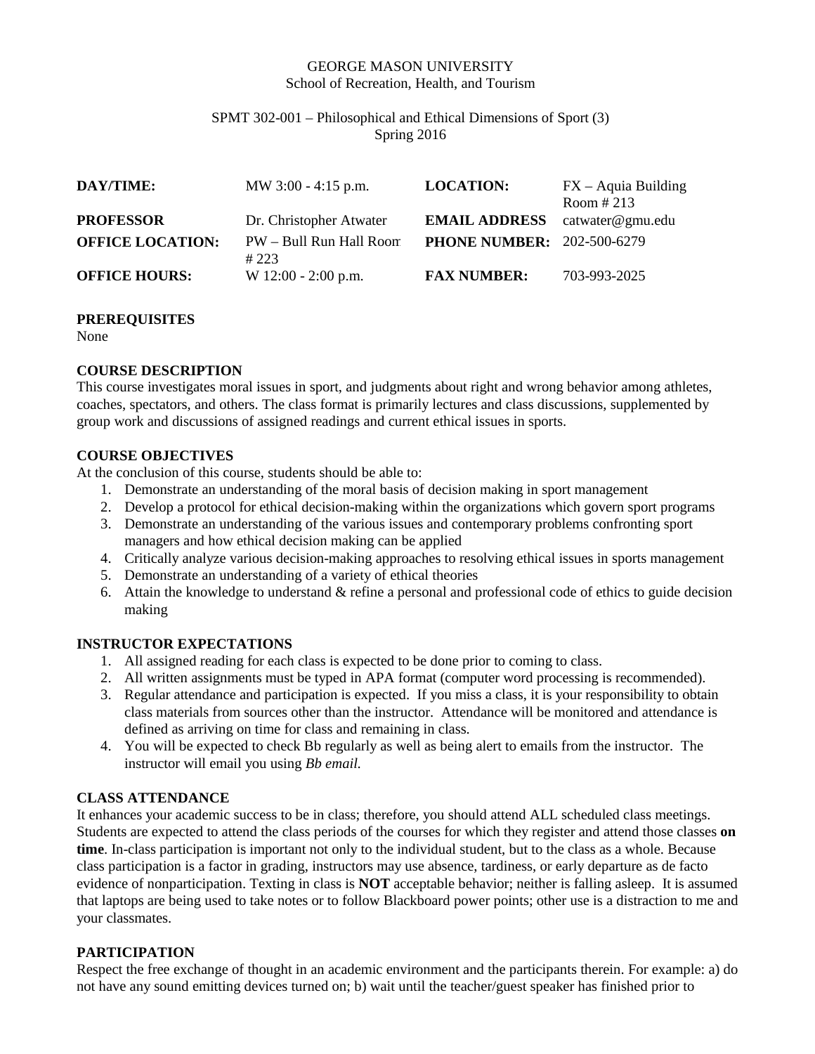GEORGE MASON UNIVERSITY
School of Recreation, Health, and Tourism

SPMT 302-001 – Philosophical and Ethical Dimensions of Sport (3)
Spring 2016

| | | | |
|---|---|---|---|
| **DAY/TIME:** | MW 3:00 - 4:15 p.m. | **LOCATION:** | FX – Aquia Building Room # 213 |
| **PROFESSOR** | Dr. Christopher Atwater | **EMAIL ADDRESS** | catwater@gmu.edu |
| **OFFICE LOCATION:** | PW – Bull Run Hall Room # 223 | **PHONE NUMBER:** | 202-500-6279 |
| **OFFICE HOURS:** | W 12:00 - 2:00 p.m. | **FAX NUMBER:** | 703-993-2025 |

**PREREQUISITES**
None

**COURSE DESCRIPTION**
This course investigates moral issues in sport, and judgments about right and wrong behavior among athletes, coaches, spectators, and others. The class format is primarily lectures and class discussions, supplemented by group work and discussions of assigned readings and current ethical issues in sports.

**COURSE OBJECTIVES**
At the conclusion of this course, students should be able to:

1. Demonstrate an understanding of the moral basis of decision making in sport management
2. Develop a protocol for ethical decision-making within the organizations which govern sport programs
3. Demonstrate an understanding of the various issues and contemporary problems confronting sport managers and how ethical decision making can be applied
4. Critically analyze various decision-making approaches to resolving ethical issues in sports management
5. Demonstrate an understanding of a variety of ethical theories
6. Attain the knowledge to understand & refine a personal and professional code of ethics to guide decision making

**INSTRUCTOR EXPECTATIONS**

1. All assigned reading for each class is expected to be done prior to coming to class.
2. All written assignments must be typed in APA format (computer word processing is recommended).
3. Regular attendance and participation is expected. If you miss a class, it is your responsibility to obtain class materials from sources other than the instructor. Attendance will be monitored and attendance is defined as arriving on time for class and remaining in class.
4. You will be expected to check Bb regularly as well as being alert to emails from the instructor. The instructor will email you using *Bb email.*

**CLASS ATTENDANCE**
It enhances your academic success to be in class; therefore, you should attend ALL scheduled class meetings. Students are expected to attend the class periods of the courses for which they register and attend those classes **on time**. In-class participation is important not only to the individual student, but to the class as a whole. Because class participation is a factor in grading, instructors may use absence, tardiness, or early departure as de facto evidence of nonparticipation. Texting in class is **NOT** acceptable behavior; neither is falling asleep. It is assumed that laptops are being used to take notes or to follow Blackboard power points; other use is a distraction to me and your classmates.

**PARTICIPATION**
Respect the free exchange of thought in an academic environment and the participants therein. For example: a) do not have any sound emitting devices turned on; b) wait until the teacher/guest speaker has finished prior to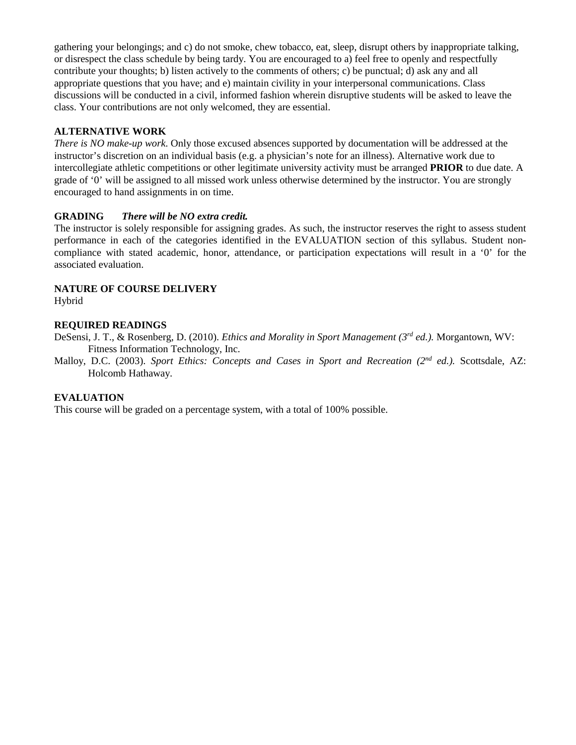gathering your belongings; and c) do not smoke, chew tobacco, eat, sleep, disrupt others by inappropriate talking, or disrespect the class schedule by being tardy. You are encouraged to a) feel free to openly and respectfully contribute your thoughts; b) listen actively to the comments of others; c) be punctual; d) ask any and all appropriate questions that you have; and e) maintain civility in your interpersonal communications. Class discussions will be conducted in a civil, informed fashion wherein disruptive students will be asked to leave the class. Your contributions are not only welcomed, they are essential.

**ALTERNATIVE WORK**

*There is NO make-up work*. Only those excused absences supported by documentation will be addressed at the instructor's discretion on an individual basis (e.g. a physician's note for an illness). Alternative work due to intercollegiate athletic competitions or other legitimate university activity must be arranged **PRIOR** to due date. A grade of '0' will be assigned to all missed work unless otherwise determined by the instructor. You are strongly encouraged to hand assignments in on time.

**GRADING** ***There will be NO extra credit.***

The instructor is solely responsible for assigning grades. As such, the instructor reserves the right to assess student performance in each of the categories identified in the EVALUATION section of this syllabus. Student non-compliance with stated academic, honor, attendance, or participation expectations will result in a '0' for the associated evaluation.

**NATURE OF COURSE DELIVERY**

Hybrid

**REQUIRED READINGS**

DeSensi, J. T., & Rosenberg, D. (2010). *Ethics and Morality in Sport Management (3rd ed.).* Morgantown, WV: Fitness Information Technology, Inc.

Malloy, D.C. (2003). *Sport Ethics: Concepts and Cases in Sport and Recreation (2nd ed.).* Scottsdale, AZ: Holcomb Hathaway.

**EVALUATION**

This course will be graded on a percentage system, with a total of 100% possible.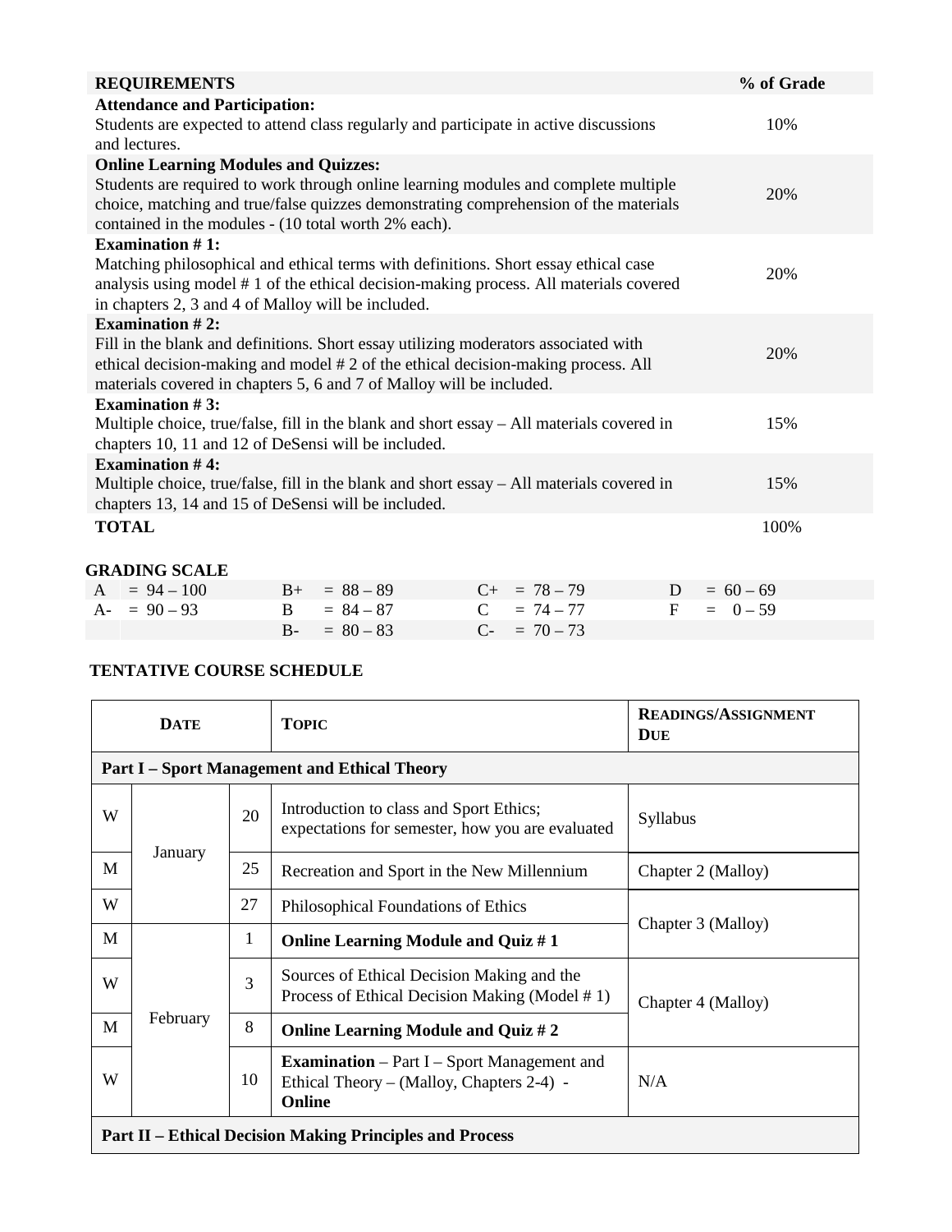| REQUIREMENTS | % of Grade |
|---|---|
| **Attendance and Participation:** Students are expected to attend class regularly and participate in active discussions and lectures. | 10% |
| **Online Learning Modules and Quizzes:** Students are required to work through online learning modules and complete multiple choice, matching and true/false quizzes demonstrating comprehension of the materials contained in the modules - (10 total worth 2% each). | 20% |
| **Examination # 1:** Matching philosophical and ethical terms with definitions. Short essay ethical case analysis using model # 1 of the ethical decision-making process. All materials covered in chapters 2, 3 and 4 of Malloy will be included. | 20% |
| **Examination # 2:** Fill in the blank and definitions. Short essay utilizing moderators associated with ethical decision-making and model # 2 of the ethical decision-making process. All materials covered in chapters 5, 6 and 7 of Malloy will be included. | 20% |
| **Examination # 3:** Multiple choice, true/false, fill in the blank and short essay – All materials covered in chapters 10, 11 and 12 of DeSensi will be included. | 15% |
| **Examination # 4:** Multiple choice, true/false, fill in the blank and short essay – All materials covered in chapters 13, 14 and 15 of DeSensi will be included. | 15% |
| **TOTAL** | 100% |

**GRADING SCALE**

| | | | |
|---|---|---|---|
| A = 94 – 100 | B+ = 88 – 89 | C+ = 78 – 79 | D = 60 – 69 |
| A- = 90 – 93 | B = 84 – 87 | C = 74 – 77 | F = 0 – 59 |
| | B- = 80 – 83 | C- = 70 – 73 | |

**TENTATIVE COURSE SCHEDULE**

| DATE | | | TOPIC | READINGS/ASSIGNMENT DUE |
|---|---|---|---|---|
| **Part I – Sport Management and Ethical Theory** | | | | |
| W | January | 20 | Introduction to class and Sport Ethics; expectations for semester, how you are evaluated | Syllabus |
| M | | 25 | Recreation and Sport in the New Millennium | Chapter 2 (Malloy) |
| W | | 27 | Philosophical Foundations of Ethics | Chapter 3 (Malloy) |
| M | February | 1 | **Online Learning Module and Quiz # 1** | |
| W | | 3 | Sources of Ethical Decision Making and the Process of Ethical Decision Making (Model # 1) | Chapter 4 (Malloy) |
| M | | 8 | **Online Learning Module and Quiz # 2** | |
| W | | 10 | **Examination** – Part I – Sport Management and Ethical Theory – (Malloy, Chapters 2-4) - **Online** | N/A |
| **Part II – Ethical Decision Making Principles and Process** | | | | |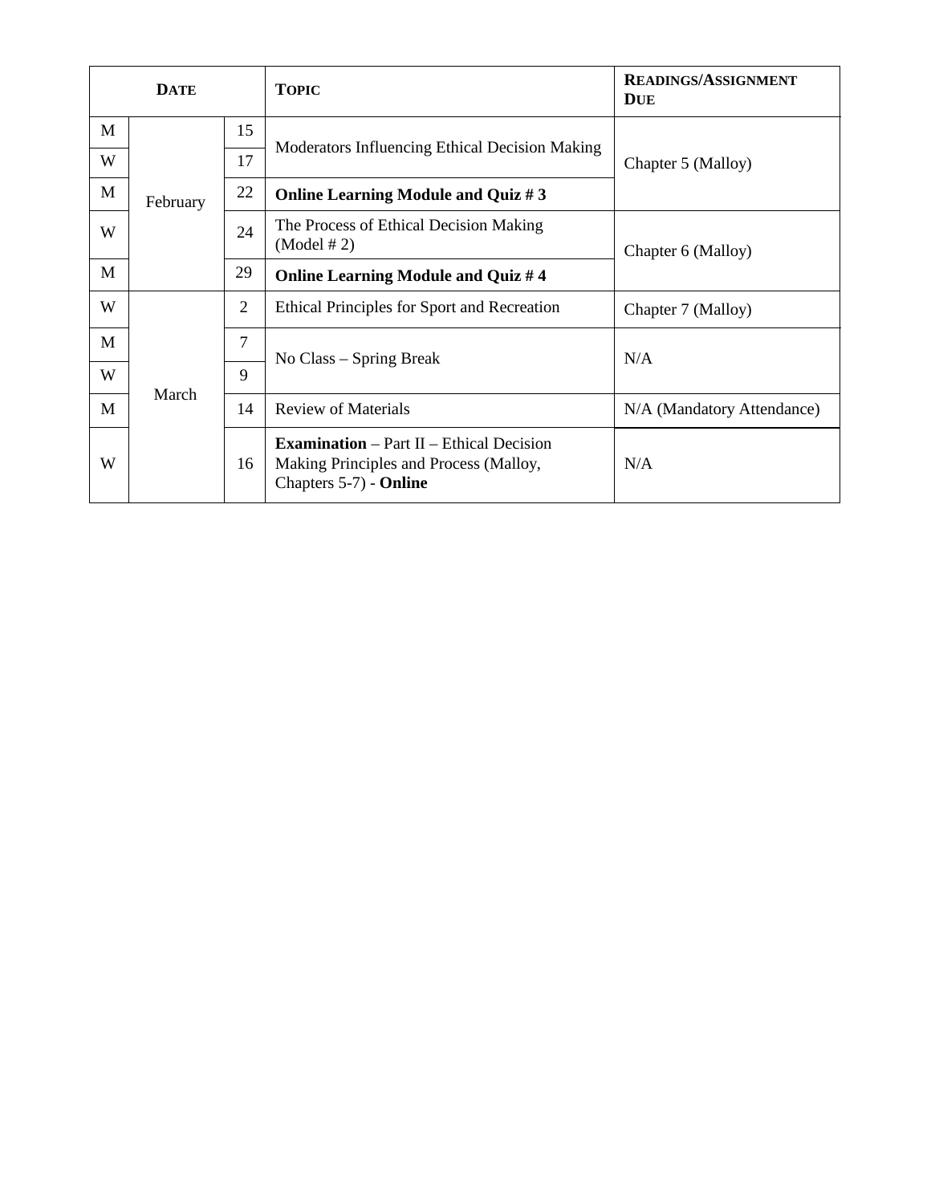| Date | | | Topic | Readings/Assignment Due |
|---|---|---|---|---|
| M | February | 15 | Moderators Influencing Ethical Decision Making | Chapter 5 (Malloy) |
| W | | 17 | | |
| M | | 22 | **Online Learning Module and Quiz # 3** | |
| W | | 24 | The Process of Ethical Decision Making (Model # 2) | Chapter 6 (Malloy) |
| M | | 29 | **Online Learning Module and Quiz # 4** | |
| W | March | 2 | Ethical Principles for Sport and Recreation | Chapter 7 (Malloy) |
| M | | 7 | No Class – Spring Break | N/A |
| W | | 9 | | |
| M | | 14 | Review of Materials | N/A (Mandatory Attendance) |
| W | | 16 | **Examination** – Part II – Ethical Decision Making Principles and Process (Malloy, Chapters 5-7) - **Online** | N/A |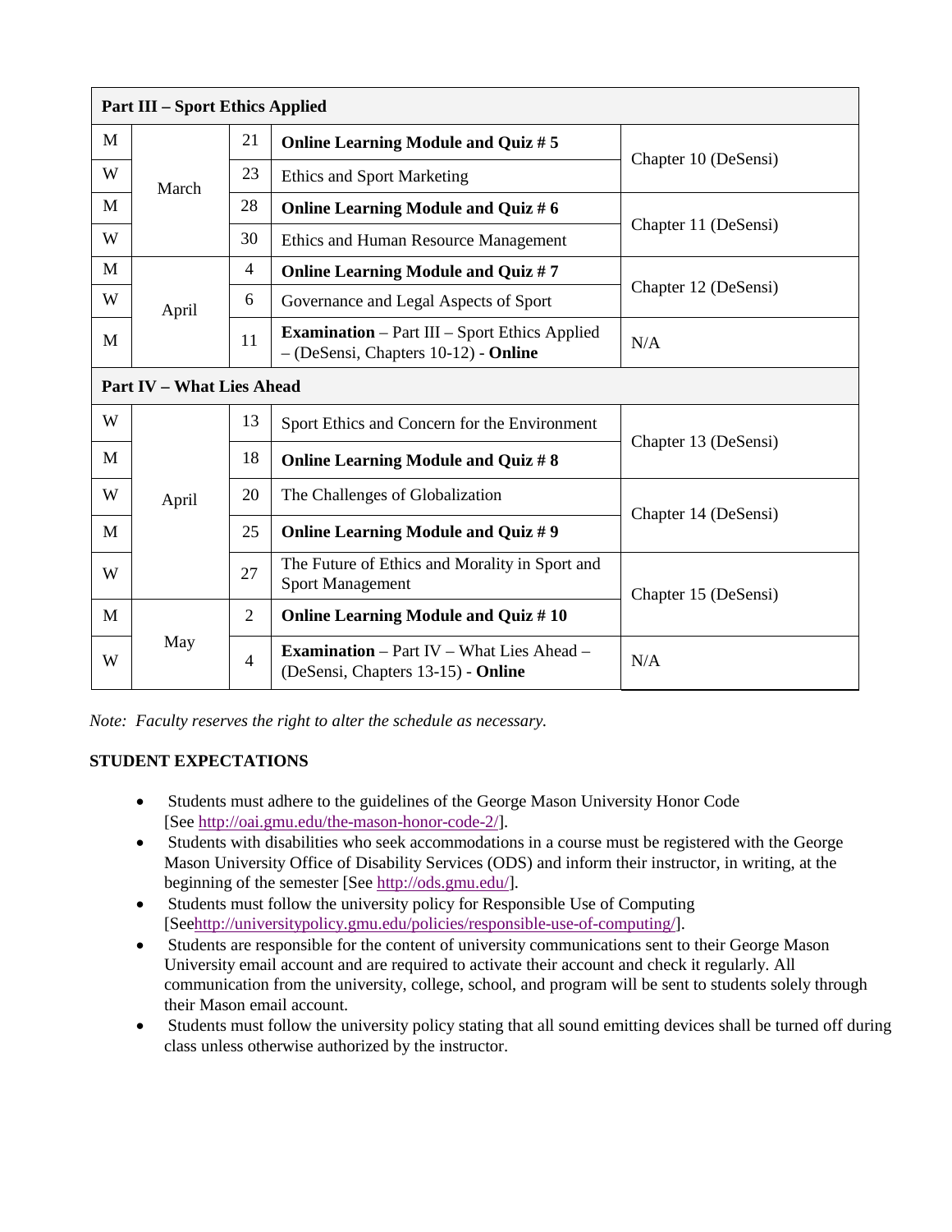| Part III – Sport Ethics Applied | | | | |
|---|---|---|---|---|
| M | March | 21 | **Online Learning Module and Quiz # 5** | Chapter 10 (DeSensi) |
| W | | 23 | Ethics and Sport Marketing | |
| M | | 28 | **Online Learning Module and Quiz # 6** | Chapter 11 (DeSensi) |
| W | | 30 | Ethics and Human Resource Management | |
| M | April | 4 | **Online Learning Module and Quiz # 7** | Chapter 12 (DeSensi) |
| W | | 6 | Governance and Legal Aspects of Sport | |
| M | | 11 | **Examination** – Part III – Sport Ethics Applied – (DeSensi, Chapters 10-12) - **Online** | N/A |
| **Part IV – What Lies Ahead** | | | | |
| W | April | 13 | Sport Ethics and Concern for the Environment | Chapter 13 (DeSensi) |
| M | | 18 | **Online Learning Module and Quiz # 8** | |
| W | | 20 | The Challenges of Globalization | Chapter 14 (DeSensi) |
| M | | 25 | **Online Learning Module and Quiz # 9** | |
| W | | 27 | The Future of Ethics and Morality in Sport and Sport Management | Chapter 15 (DeSensi) |
| M | May | 2 | **Online Learning Module and Quiz # 10** | |
| W | | 4 | **Examination** – Part IV – What Lies Ahead – (DeSensi, Chapters 13-15) - **Online** | N/A |

*Note: Faculty reserves the right to alter the schedule as necessary.*

**STUDENT EXPECTATIONS**

- Students must adhere to the guidelines of the George Mason University Honor Code [See http://oai.gmu.edu/the-mason-honor-code-2/].
- Students with disabilities who seek accommodations in a course must be registered with the George Mason University Office of Disability Services (ODS) and inform their instructor, in writing, at the beginning of the semester [See http://ods.gmu.edu/].
- Students must follow the university policy for Responsible Use of Computing [Seehttp://universitypolicy.gmu.edu/policies/responsible-use-of-computing/].
- Students are responsible for the content of university communications sent to their George Mason University email account and are required to activate their account and check it regularly. All communication from the university, college, school, and program will be sent to students solely through their Mason email account.
- Students must follow the university policy stating that all sound emitting devices shall be turned off during class unless otherwise authorized by the instructor.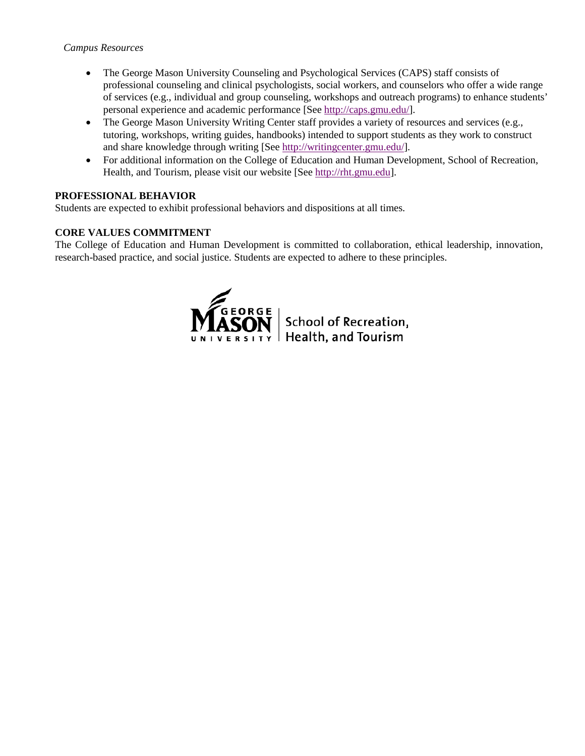*Campus Resources*

- The George Mason University Counseling and Psychological Services (CAPS) staff consists of professional counseling and clinical psychologists, social workers, and counselors who offer a wide range of services (e.g., individual and group counseling, workshops and outreach programs) to enhance students' personal experience and academic performance [See http://caps.gmu.edu/].
- The George Mason University Writing Center staff provides a variety of resources and services (e.g., tutoring, workshops, writing guides, handbooks) intended to support students as they work to construct and share knowledge through writing [See http://writingcenter.gmu.edu/].
- For additional information on the College of Education and Human Development, School of Recreation, Health, and Tourism, please visit our website [See http://rht.gmu.edu].

**PROFESSIONAL BEHAVIOR**

Students are expected to exhibit professional behaviors and dispositions at all times.

**CORE VALUES COMMITMENT**

The College of Education and Human Development is committed to collaboration, ethical leadership, innovation, research-based practice, and social justice. Students are expected to adhere to these principles.

GEORGE MASON UNIVERSITY | School of Recreation, Health, and Tourism